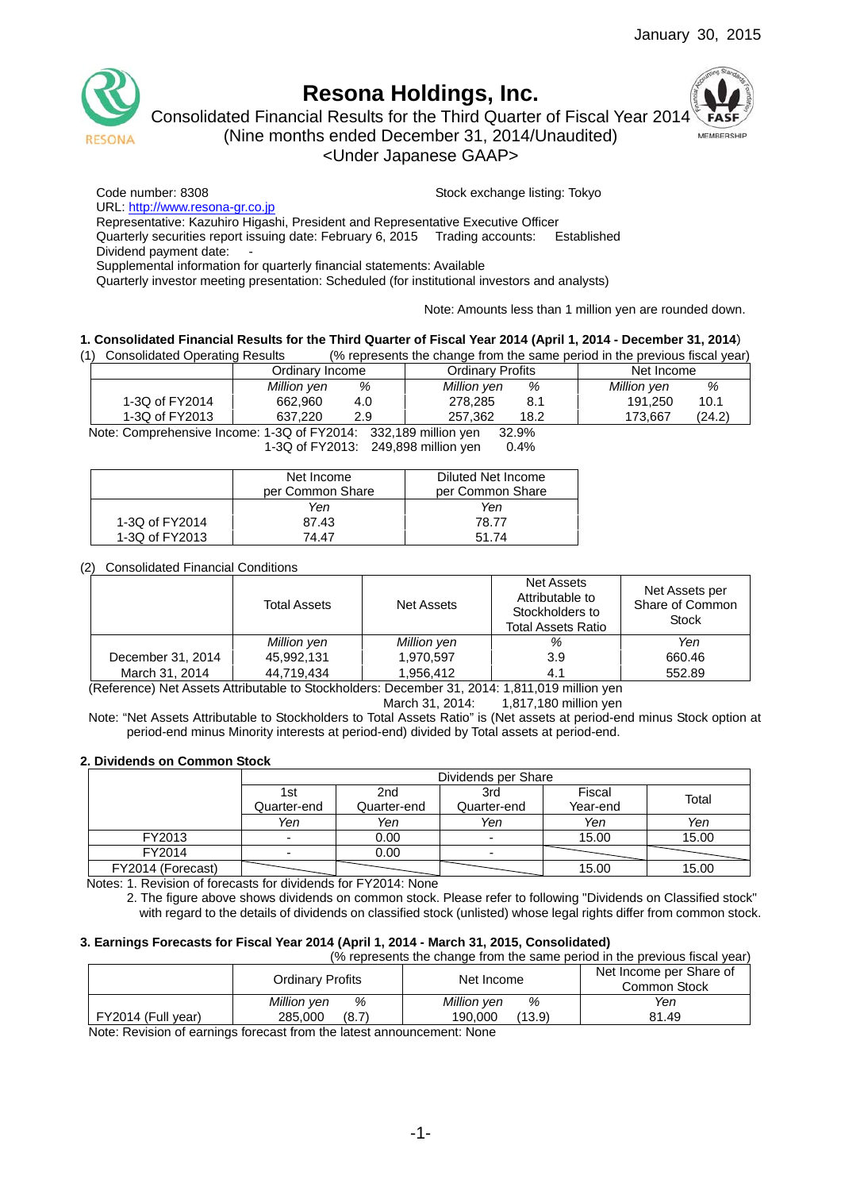January 30, 2015

# Resona Holdings, Inc.

Consolidated Financial Results for the Third Quarter of Fiscal Year 2014
(Nine months ended December 31, 2014/Unaudited)
<Under Japanese GAAP>

Code number: 8308 Stock exchange listing: Tokyo
URL: http://www.resona-gr.co.jp
Representative: Kazuhiro Higashi, President and Representative Executive Officer
Quarterly securities report issuing date: February 6, 2015 Trading accounts: Established
Dividend payment date: -
Supplemental information for quarterly financial statements: Available
Quarterly investor meeting presentation: Scheduled (for institutional investors and analysts)

Note: Amounts less than 1 million yen are rounded down.

### 1. Consolidated Financial Results for the Third Quarter of Fiscal Year 2014 (April 1, 2014 - December 31, 2014)

(1) Consolidated Operating Results (% represents the change from the same period in the previous fiscal year)

| | Ordinary Income | | Ordinary Profits | | Net Income | |
|---|---|---|---|---|---|---|
| | *Million yen* | *%* | *Million yen* | *%* | *Million yen* | *%* |
| 1-3Q of FY2014 | 662,960 | 4.0 | 278,285 | 8.1 | 191,250 | 10.1 |
| 1-3Q of FY2013 | 637,220 | 2.9 | 257,362 | 18.2 | 173,667 | (24.2) |

Note: Comprehensive Income: 1-3Q of FY2014: 332,189 million yen 32.9%
1-3Q of FY2013: 249,898 million yen 0.4%

| | Net Income per Common Share | Diluted Net Income per Common Share |
|---|---|---|
| | *Yen* | *Yen* |
| 1-3Q of FY2014 | 87.43 | 78.77 |
| 1-3Q of FY2013 | 74.47 | 51.74 |

(2) Consolidated Financial Conditions

| | Total Assets | Net Assets | Net Assets Attributable to Stockholders to Total Assets Ratio | Net Assets per Share of Common Stock |
|---|---|---|---|---|
| | *Million yen* | *Million yen* | *%* | *Yen* |
| December 31, 2014 | 45,992,131 | 1,970,597 | 3.9 | 660.46 |
| March 31, 2014 | 44,719,434 | 1,956,412 | 4.1 | 552.89 |

(Reference) Net Assets Attributable to Stockholders: December 31, 2014: 1,811,019 million yen
March 31, 2014: 1,817,180 million yen

Note: "Net Assets Attributable to Stockholders to Total Assets Ratio" is (Net assets at period-end minus Stock option at period-end minus Minority interests at period-end) divided by Total assets at period-end.

### 2. Dividends on Common Stock

| | Dividends per Share | | | | |
|---|---|---|---|---|---|
| | 1st Quarter-end | 2nd Quarter-end | 3rd Quarter-end | Fiscal Year-end | Total |
| | *Yen* | *Yen* | *Yen* | *Yen* | *Yen* |
| FY2013 | - | 0.00 | - | 15.00 | 15.00 |
| FY2014 | - | 0.00 | - | | |
| FY2014 (Forecast) | | | | 15.00 | 15.00 |

Notes: 1. Revision of forecasts for dividends for FY2014: None
2. The figure above shows dividends on common stock. Please refer to following "Dividends on Classified stock" with regard to the details of dividends on classified stock (unlisted) whose legal rights differ from common stock.

### 3. Earnings Forecasts for Fiscal Year 2014 (April 1, 2014 - March 31, 2015, Consolidated)

(% represents the change from the same period in the previous fiscal year)

| | Ordinary Profits | | Net Income | | Net Income per Share of Common Stock |
|---|---|---|---|---|---|
| | *Million yen* | *%* | *Million yen* | *%* | *Yen* |
| FY2014 (Full year) | 285,000 | (8.7) | 190,000 | (13.9) | 81.49 |

Note: Revision of earnings forecast from the latest announcement: None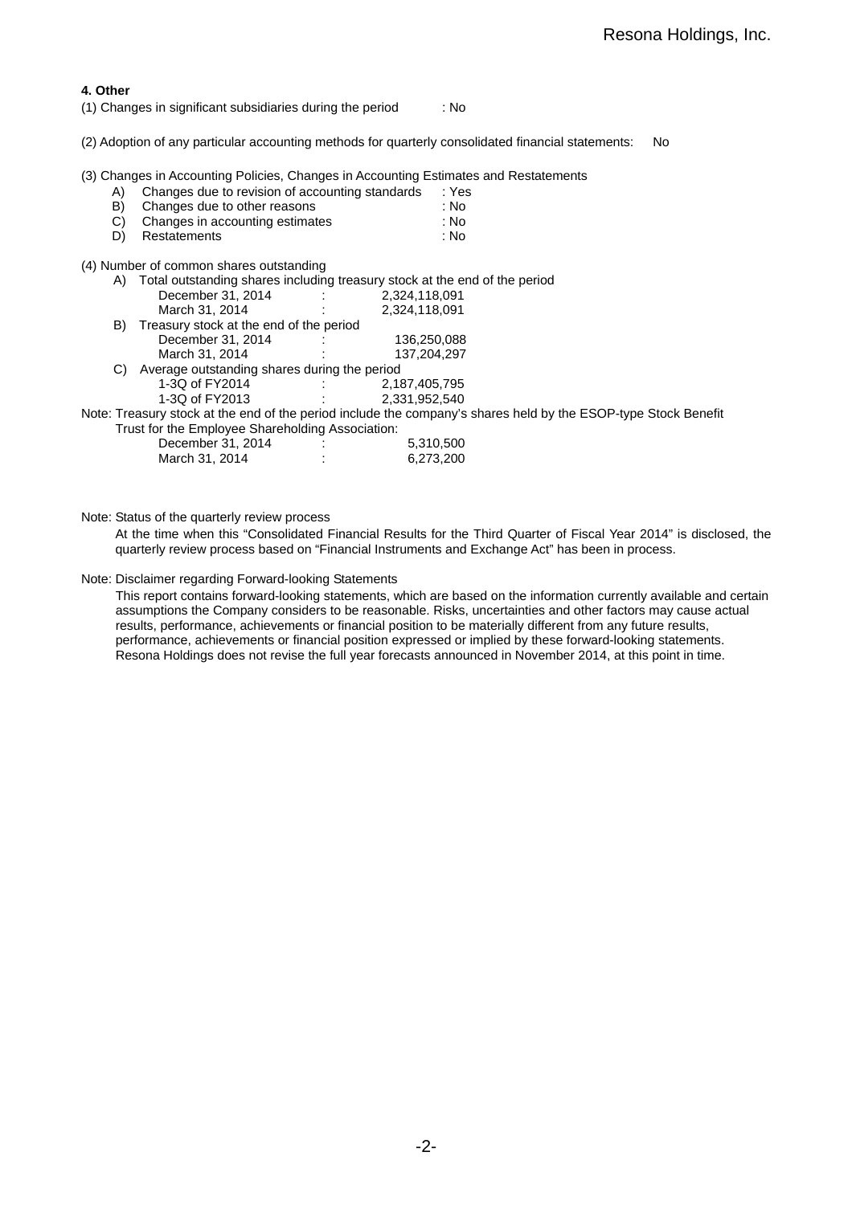**4. Other**

(1) Changes in significant subsidiaries during the period : No

(2) Adoption of any particular accounting methods for quarterly consolidated financial statements: No

(3) Changes in Accounting Policies, Changes in Accounting Estimates and Restatements

- A) Changes due to revision of accounting standards : Yes
- B) Changes due to other reasons : No
- C) Changes in accounting estimates : No
- D) Restatements : No

(4) Number of common shares outstanding

A) Total outstanding shares including treasury stock at the end of the period

| | | |
|---|---|---|
| December 31, 2014 | : | 2,324,118,091 |
| March 31, 2014 | : | 2,324,118,091 |

B) Treasury stock at the end of the period

| | | |
|---|---|---|
| December 31, 2014 | : | 136,250,088 |
| March 31, 2014 | : | 137,204,297 |

C) Average outstanding shares during the period

| | | |
|---|---|---|
| 1-3Q of FY2014 | : | 2,187,405,795 |
| 1-3Q of FY2013 | : | 2,331,952,540 |

Note: Treasury stock at the end of the period include the company's shares held by the ESOP-type Stock Benefit Trust for the Employee Shareholding Association:

| | | |
|---|---|---|
| December 31, 2014 | : | 5,310,500 |
| March 31, 2014 | : | 6,273,200 |

Note: Status of the quarterly review process

At the time when this "Consolidated Financial Results for the Third Quarter of Fiscal Year 2014" is disclosed, the quarterly review process based on "Financial Instruments and Exchange Act" has been in process.

Note: Disclaimer regarding Forward-looking Statements

This report contains forward-looking statements, which are based on the information currently available and certain assumptions the Company considers to be reasonable. Risks, uncertainties and other factors may cause actual results, performance, achievements or financial position to be materially different from any future results, performance, achievements or financial position expressed or implied by these forward-looking statements. Resona Holdings does not revise the full year forecasts announced in November 2014, at this point in time.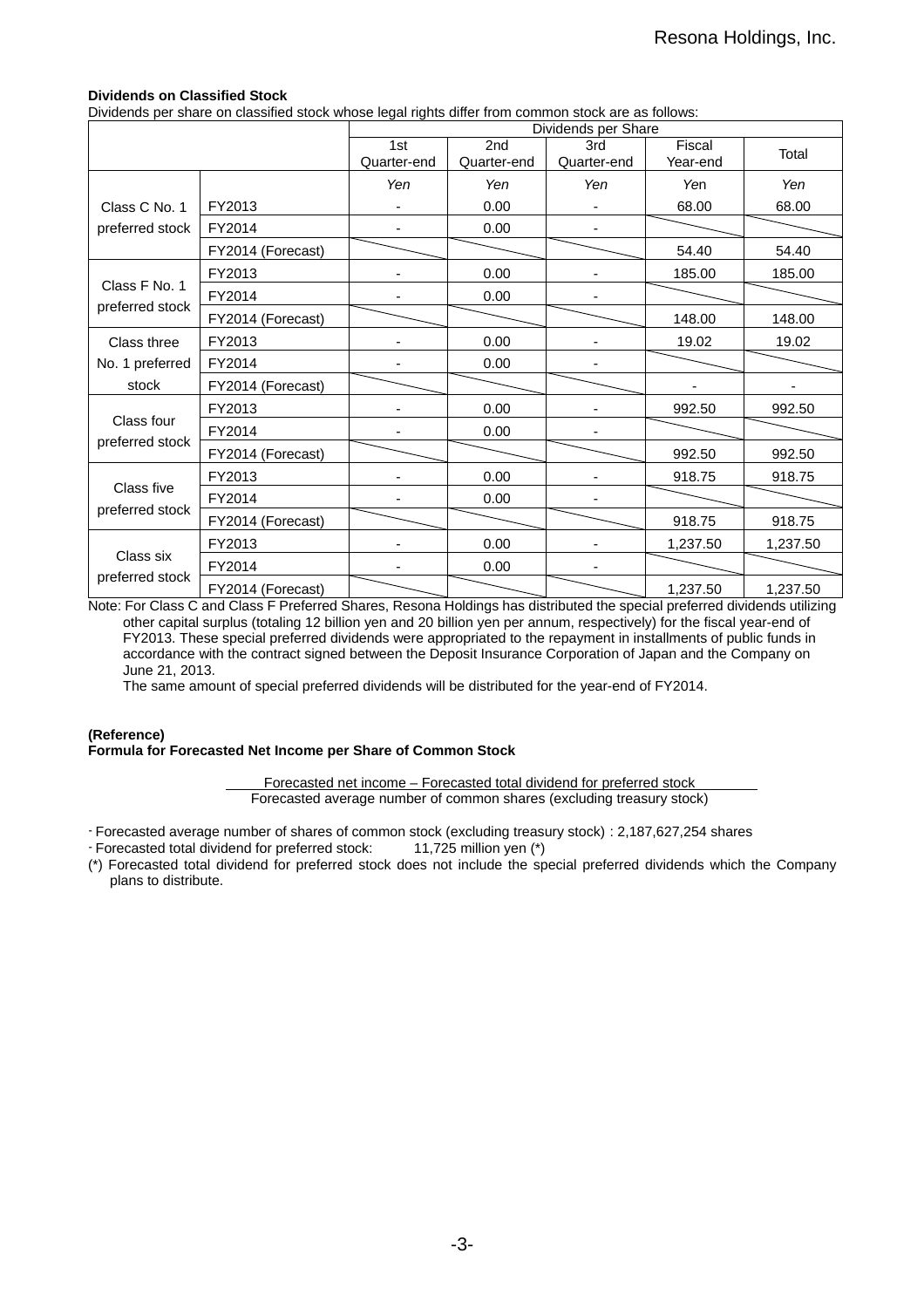**Dividends on Classified Stock**

Dividends per share on classified stock whose legal rights differ from common stock are as follows:

| | | Dividends per Share | | | | |
|---|---|---|---|---|---|---|
| | | 1st Quarter-end | 2nd Quarter-end | 3rd Quarter-end | Fiscal Year-end | Total |
| | | *Yen* | *Yen* | *Yen* | Yen | *Yen* |
| Class C No. 1 preferred stock | FY2013 | - | 0.00 | - | 68.00 | 68.00 |
| | FY2014 | - | 0.00 | - | | |
| | FY2014 (Forecast) | | | | 54.40 | 54.40 |
| Class F No. 1 preferred stock | FY2013 | - | 0.00 | - | 185.00 | 185.00 |
| | FY2014 | - | 0.00 | - | | |
| | FY2014 (Forecast) | | | | 148.00 | 148.00 |
| Class three No. 1 preferred stock | FY2013 | - | 0.00 | - | 19.02 | 19.02 |
| | FY2014 | - | 0.00 | - | | |
| | FY2014 (Forecast) | | | | - | - |
| Class four preferred stock | FY2013 | - | 0.00 | - | 992.50 | 992.50 |
| | FY2014 | - | 0.00 | - | | |
| | FY2014 (Forecast) | | | | 992.50 | 992.50 |
| Class five preferred stock | FY2013 | - | 0.00 | - | 918.75 | 918.75 |
| | FY2014 | - | 0.00 | - | | |
| | FY2014 (Forecast) | | | | 918.75 | 918.75 |
| Class six preferred stock | FY2013 | - | 0.00 | - | 1,237.50 | 1,237.50 |
| | FY2014 | - | 0.00 | - | | |
| | FY2014 (Forecast) | | | | 1,237.50 | 1,237.50 |

Note: For Class C and Class F Preferred Shares, Resona Holdings has distributed the special preferred dividends utilizing other capital surplus (totaling 12 billion yen and 20 billion yen per annum, respectively) for the fiscal year-end of FY2013. These special preferred dividends were appropriated to the repayment in installments of public funds in accordance with the contract signed between the Deposit Insurance Corporation of Japan and the Company on June 21, 2013.

The same amount of special preferred dividends will be distributed for the year-end of FY2014.

**(Reference)**

**Formula for Forecasted Net Income per Share of Common Stock**

$$\frac{\text{Forecasted net income – Forecasted total dividend for preferred stock}}{\text{Forecasted average number of common shares (excluding treasury stock)}}$$

- Forecasted average number of shares of common stock (excluding treasury stock) : 2,187,627,254 shares
- Forecasted total dividend for preferred stock: 11,725 million yen (*)

(*) Forecasted total dividend for preferred stock does not include the special preferred dividends which the Company plans to distribute.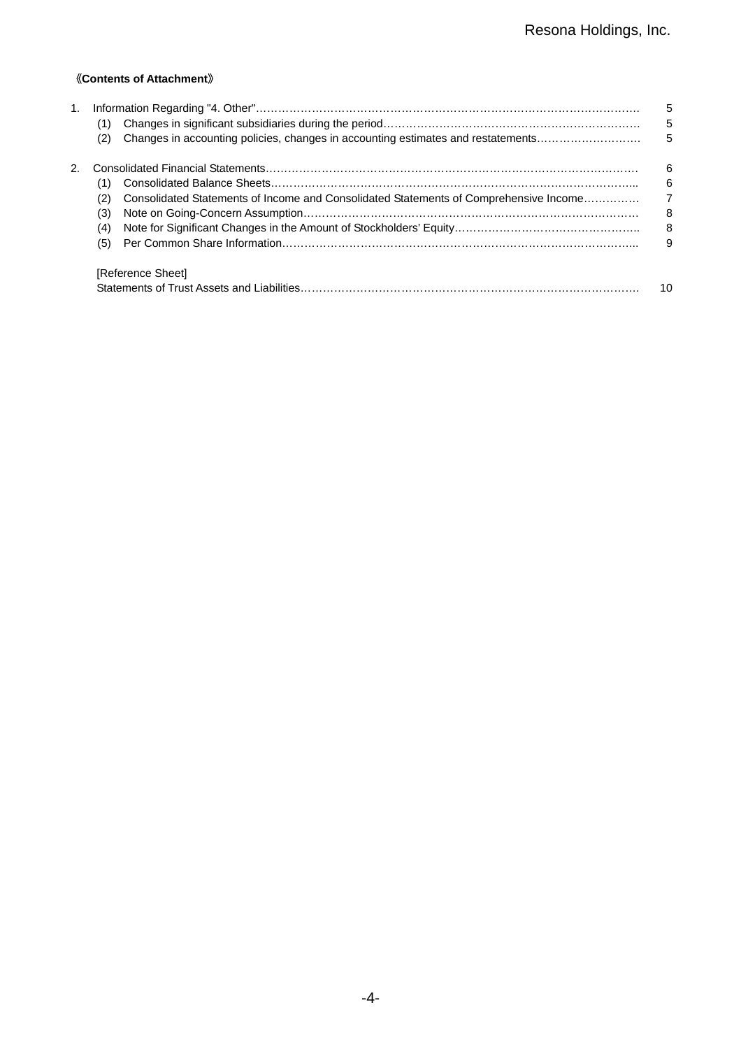《**Contents of Attachment**》

| | | |
|---|---|---|
| 1. | Information Regarding "4. Other" | 5 |
| | (1) Changes in significant subsidiaries during the period | 5 |
| | (2) Changes in accounting policies, changes in accounting estimates and restatements | 5 |
| 2. | Consolidated Financial Statements | 6 |
| | (1) Consolidated Balance Sheets | 6 |
| | (2) Consolidated Statements of Income and Consolidated Statements of Comprehensive Income | 7 |
| | (3) Note on Going-Concern Assumption | 8 |
| | (4) Note for Significant Changes in the Amount of Stockholders' Equity | 8 |
| | (5) Per Common Share Information | 9 |
| | [Reference Sheet] | |
| | Statements of Trust Assets and Liabilities | 10 |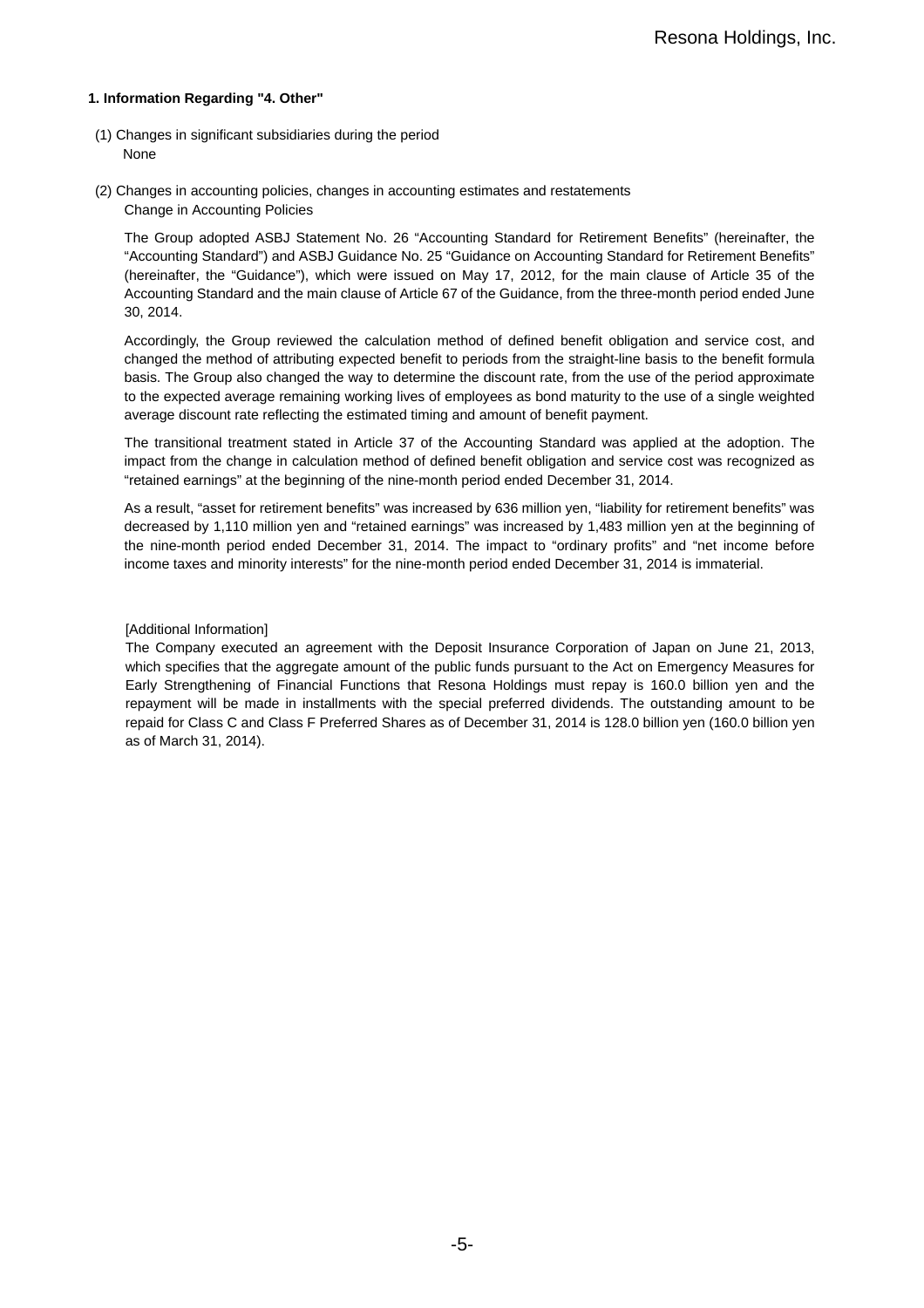### 1. Information Regarding "4. Other"

(1) Changes in significant subsidiaries during the period

None

(2) Changes in accounting policies, changes in accounting estimates and restatements

Change in Accounting Policies

The Group adopted ASBJ Statement No. 26 “Accounting Standard for Retirement Benefits” (hereinafter, the “Accounting Standard”) and ASBJ Guidance No. 25 “Guidance on Accounting Standard for Retirement Benefits” (hereinafter, the “Guidance”), which were issued on May 17, 2012, for the main clause of Article 35 of the Accounting Standard and the main clause of Article 67 of the Guidance, from the three-month period ended June 30, 2014.

Accordingly, the Group reviewed the calculation method of defined benefit obligation and service cost, and changed the method of attributing expected benefit to periods from the straight-line basis to the benefit formula basis. The Group also changed the way to determine the discount rate, from the use of the period approximate to the expected average remaining working lives of employees as bond maturity to the use of a single weighted average discount rate reflecting the estimated timing and amount of benefit payment.

The transitional treatment stated in Article 37 of the Accounting Standard was applied at the adoption. The impact from the change in calculation method of defined benefit obligation and service cost was recognized as “retained earnings” at the beginning of the nine-month period ended December 31, 2014.

As a result, “asset for retirement benefits” was increased by 636 million yen, “liability for retirement benefits” was decreased by 1,110 million yen and “retained earnings” was increased by 1,483 million yen at the beginning of the nine-month period ended December 31, 2014. The impact to “ordinary profits” and “net income before income taxes and minority interests” for the nine-month period ended December 31, 2014 is immaterial.

[Additional Information]

The Company executed an agreement with the Deposit Insurance Corporation of Japan on June 21, 2013, which specifies that the aggregate amount of the public funds pursuant to the Act on Emergency Measures for Early Strengthening of Financial Functions that Resona Holdings must repay is 160.0 billion yen and the repayment will be made in installments with the special preferred dividends. The outstanding amount to be repaid for Class C and Class F Preferred Shares as of December 31, 2014 is 128.0 billion yen (160.0 billion yen as of March 31, 2014).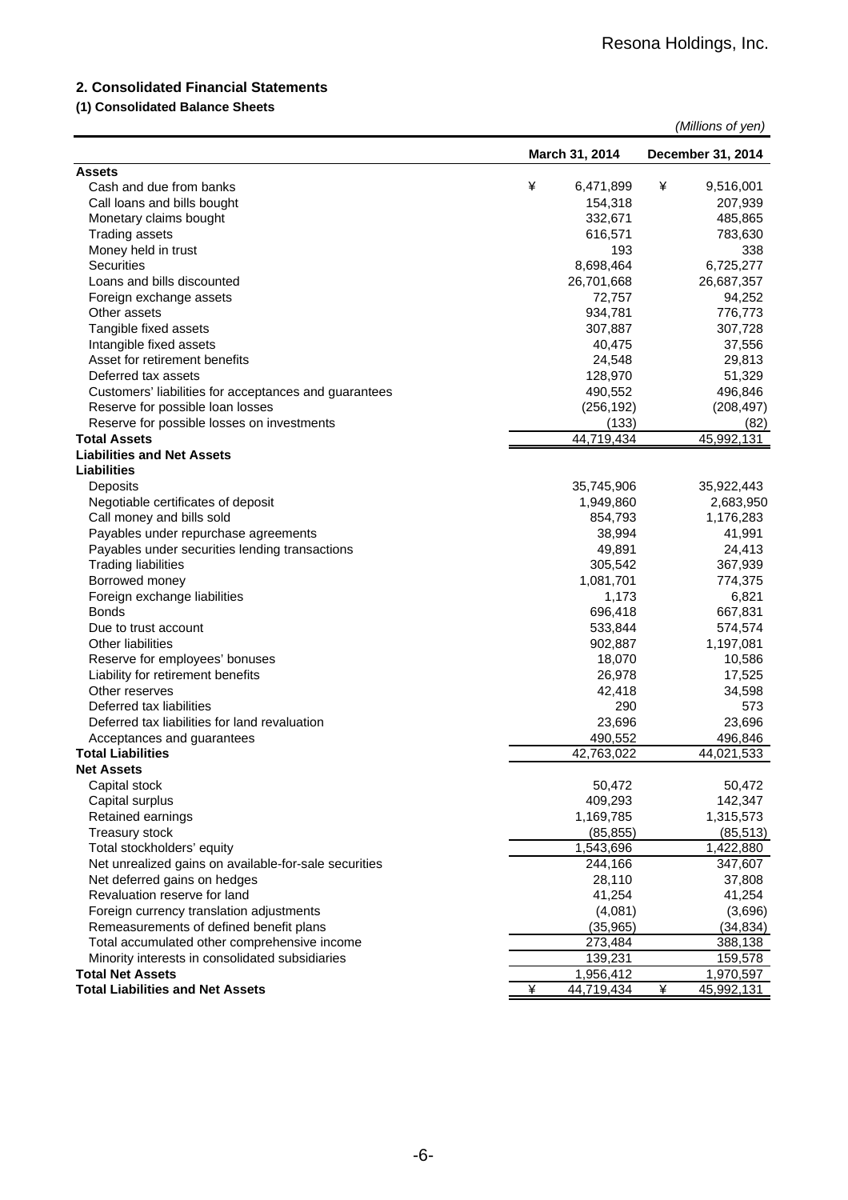## 2. Consolidated Financial Statements

### (1) Consolidated Balance Sheets

*(Millions of yen)*

| | March 31, 2014 | December 31, 2014 |
|---|---|---|
| **Assets** | | |
| Cash and due from banks | ¥ 6,471,899 | ¥ 9,516,001 |
| Call loans and bills bought | 154,318 | 207,939 |
| Monetary claims bought | 332,671 | 485,865 |
| Trading assets | 616,571 | 783,630 |
| Money held in trust | 193 | 338 |
| Securities | 8,698,464 | 6,725,277 |
| Loans and bills discounted | 26,701,668 | 26,687,357 |
| Foreign exchange assets | 72,757 | 94,252 |
| Other assets | 934,781 | 776,773 |
| Tangible fixed assets | 307,887 | 307,728 |
| Intangible fixed assets | 40,475 | 37,556 |
| Asset for retirement benefits | 24,548 | 29,813 |
| Deferred tax assets | 128,970 | 51,329 |
| Customers' liabilities for acceptances and guarantees | 490,552 | 496,846 |
| Reserve for possible loan losses | (256,192) | (208,497) |
| Reserve for possible losses on investments | (133) | (82) |
| **Total Assets** | 44,719,434 | 45,992,131 |
| **Liabilities and Net Assets** | | |
| **Liabilities** | | |
| Deposits | 35,745,906 | 35,922,443 |
| Negotiable certificates of deposit | 1,949,860 | 2,683,950 |
| Call money and bills sold | 854,793 | 1,176,283 |
| Payables under repurchase agreements | 38,994 | 41,991 |
| Payables under securities lending transactions | 49,891 | 24,413 |
| Trading liabilities | 305,542 | 367,939 |
| Borrowed money | 1,081,701 | 774,375 |
| Foreign exchange liabilities | 1,173 | 6,821 |
| Bonds | 696,418 | 667,831 |
| Due to trust account | 533,844 | 574,574 |
| Other liabilities | 902,887 | 1,197,081 |
| Reserve for employees' bonuses | 18,070 | 10,586 |
| Liability for retirement benefits | 26,978 | 17,525 |
| Other reserves | 42,418 | 34,598 |
| Deferred tax liabilities | 290 | 573 |
| Deferred tax liabilities for land revaluation | 23,696 | 23,696 |
| Acceptances and guarantees | 490,552 | 496,846 |
| **Total Liabilities** | 42,763,022 | 44,021,533 |
| **Net Assets** | | |
| Capital stock | 50,472 | 50,472 |
| Capital surplus | 409,293 | 142,347 |
| Retained earnings | 1,169,785 | 1,315,573 |
| Treasury stock | (85,855) | (85,513) |
| Total stockholders' equity | 1,543,696 | 1,422,880 |
| Net unrealized gains on available-for-sale securities | 244,166 | 347,607 |
| Net deferred gains on hedges | 28,110 | 37,808 |
| Revaluation reserve for land | 41,254 | 41,254 |
| Foreign currency translation adjustments | (4,081) | (3,696) |
| Remeasurements of defined benefit plans | (35,965) | (34,834) |
| Total accumulated other comprehensive income | 273,484 | 388,138 |
| Minority interests in consolidated subsidiaries | 139,231 | 159,578 |
| **Total Net Assets** | 1,956,412 | 1,970,597 |
| **Total Liabilities and Net Assets** | ¥ 44,719,434 | ¥ 45,992,131 |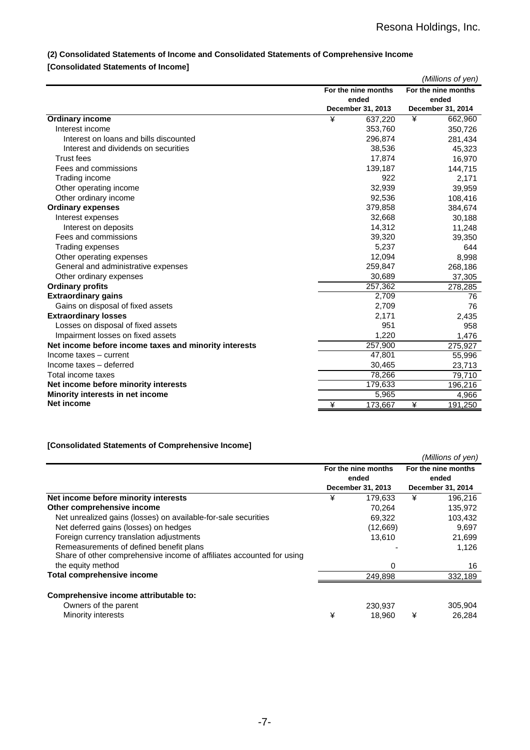### (2) Consolidated Statements of Income and Consolidated Statements of Comprehensive Income

**[Consolidated Statements of Income]**

*(Millions of yen)*

| | For the nine months ended December 31, 2013 | For the nine months ended December 31, 2014 |
|---|---|---|
| **Ordinary income** | ¥ 637,220 | ¥ 662,960 |
| Interest income | 353,760 | 350,726 |
| Interest on loans and bills discounted | 296,874 | 281,434 |
| Interest and dividends on securities | 38,536 | 45,323 |
| Trust fees | 17,874 | 16,970 |
| Fees and commissions | 139,187 | 144,715 |
| Trading income | 922 | 2,171 |
| Other operating income | 32,939 | 39,959 |
| Other ordinary income | 92,536 | 108,416 |
| **Ordinary expenses** | 379,858 | 384,674 |
| Interest expenses | 32,668 | 30,188 |
| Interest on deposits | 14,312 | 11,248 |
| Fees and commissions | 39,320 | 39,350 |
| Trading expenses | 5,237 | 644 |
| Other operating expenses | 12,094 | 8,998 |
| General and administrative expenses | 259,847 | 268,186 |
| Other ordinary expenses | 30,689 | 37,305 |
| **Ordinary profits** | 257,362 | 278,285 |
| **Extraordinary gains** | 2,709 | 76 |
| Gains on disposal of fixed assets | 2,709 | 76 |
| **Extraordinary losses** | 2,171 | 2,435 |
| Losses on disposal of fixed assets | 951 | 958 |
| Impairment losses on fixed assets | 1,220 | 1,476 |
| **Net income before income taxes and minority interests** | 257,900 | 275,927 |
| Income taxes – current | 47,801 | 55,996 |
| Income taxes – deferred | 30,465 | 23,713 |
| Total income taxes | 78,266 | 79,710 |
| **Net income before minority interests** | 179,633 | 196,216 |
| **Minority interests in net income** | 5,965 | 4,966 |
| **Net income** | ¥ 173,667 | ¥ 191,250 |

**[Consolidated Statements of Comprehensive Income]**

*(Millions of yen)*

| | For the nine months ended December 31, 2013 | For the nine months ended December 31, 2014 |
|---|---|---|
| **Net income before minority interests** | ¥ 179,633 | ¥ 196,216 |
| **Other comprehensive income** | 70,264 | 135,972 |
| Net unrealized gains (losses) on available-for-sale securities | 69,322 | 103,432 |
| Net deferred gains (losses) on hedges | (12,669) | 9,697 |
| Foreign currency translation adjustments | 13,610 | 21,699 |
| Remeasurements of defined benefit plans | - | 1,126 |
| Share of other comprehensive income of affiliates accounted for using the equity method | 0 | 16 |
| **Total comprehensive income** | 249,898 | 332,189 |
| | | |
| **Comprehensive income attributable to:** | | |
| Owners of the parent | 230,937 | 305,904 |
| Minority interests | ¥ 18,960 | ¥ 26,284 |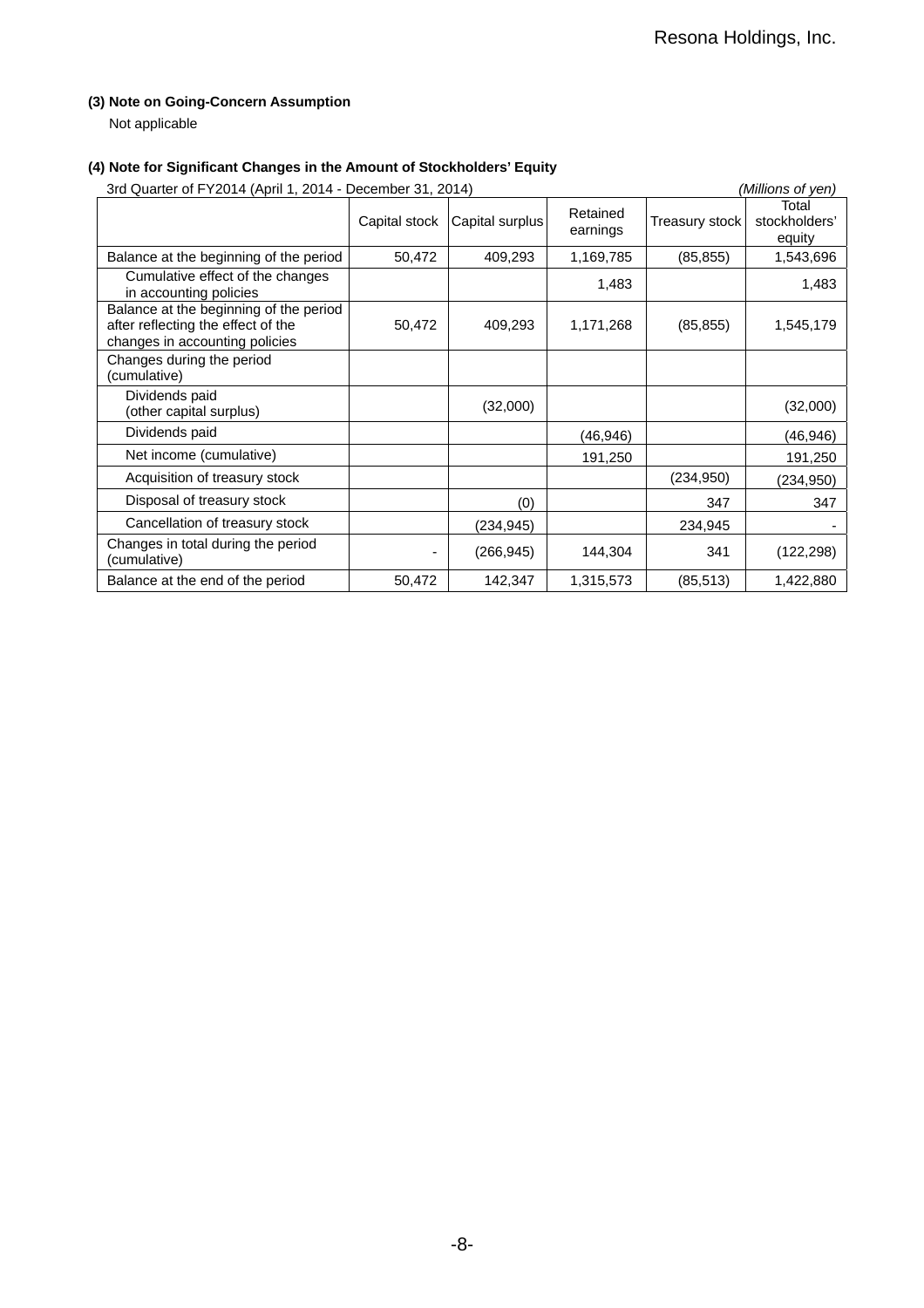### (3) Note on Going-Concern Assumption

Not applicable

### (4) Note for Significant Changes in the Amount of Stockholders' Equity

3rd Quarter of FY2014 (April 1, 2014 - December 31, 2014) *(Millions of yen)*

| | Capital stock | Capital surplus | Retained earnings | Treasury stock | Total stockholders' equity |
|---|---|---|---|---|---|
| Balance at the beginning of the period | 50,472 | 409,293 | 1,169,785 | (85,855) | 1,543,696 |
| Cumulative effect of the changes in accounting policies | | | 1,483 | | 1,483 |
| Balance at the beginning of the period after reflecting the effect of the changes in accounting policies | 50,472 | 409,293 | 1,171,268 | (85,855) | 1,545,179 |
| Changes during the period (cumulative) | | | | | |
| Dividends paid (other capital surplus) | | (32,000) | | | (32,000) |
| Dividends paid | | | (46,946) | | (46,946) |
| Net income (cumulative) | | | 191,250 | | 191,250 |
| Acquisition of treasury stock | | | | (234,950) | (234,950) |
| Disposal of treasury stock | | (0) | | 347 | 347 |
| Cancellation of treasury stock | | (234,945) | | 234,945 | - |
| Changes in total during the period (cumulative) | - | (266,945) | 144,304 | 341 | (122,298) |
| Balance at the end of the period | 50,472 | 142,347 | 1,315,573 | (85,513) | 1,422,880 |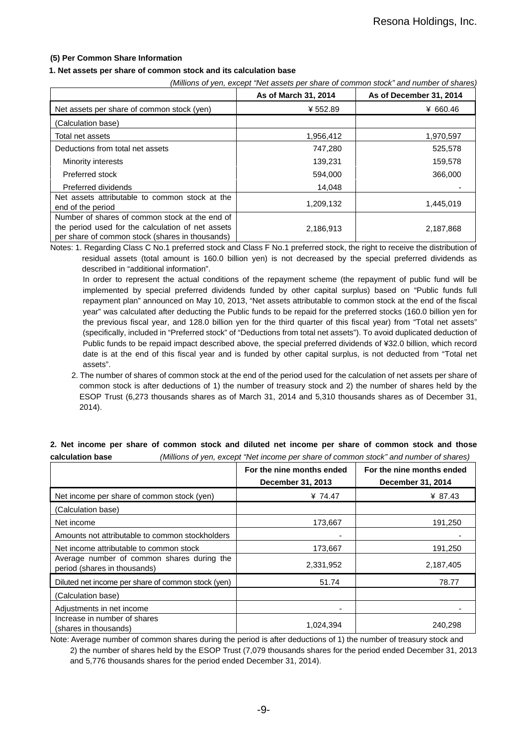### (5) Per Common Share Information

#### 1. Net assets per share of common stock and its calculation base

*(Millions of yen, except "Net assets per share of common stock" and number of shares)*

| | As of March 31, 2014 | As of December 31, 2014 |
|---|---|---|
| Net assets per share of common stock (yen) | ¥ 552.89 | ¥ 660.46 |
| (Calculation base) | | |
| Total net assets | 1,956,412 | 1,970,597 |
| Deductions from total net assets | 747,280 | 525,578 |
| Minority interests | 139,231 | 159,578 |
| Preferred stock | 594,000 | 366,000 |
| Preferred dividends | 14,048 | - |
| Net assets attributable to common stock at the end of the period | 1,209,132 | 1,445,019 |
| Number of shares of common stock at the end of the period used for the calculation of net assets per share of common stock (shares in thousands) | 2,186,913 | 2,187,868 |

Notes: 1. Regarding Class C No.1 preferred stock and Class F No.1 preferred stock, the right to receive the distribution of residual assets (total amount is 160.0 billion yen) is not decreased by the special preferred dividends as described in "additional information".

In order to represent the actual conditions of the repayment scheme (the repayment of public fund will be implemented by special preferred dividends funded by other capital surplus) based on "Public funds full repayment plan" announced on May 10, 2013, "Net assets attributable to common stock at the end of the fiscal year" was calculated after deducting the Public funds to be repaid for the preferred stocks (160.0 billion yen for the previous fiscal year, and 128.0 billion yen for the third quarter of this fiscal year) from "Total net assets" (specifically, included in "Preferred stock" of "Deductions from total net assets"). To avoid duplicated deduction of Public funds to be repaid impact described above, the special preferred dividends of ¥32.0 billion, which record date is at the end of this fiscal year and is funded by other capital surplus, is not deducted from "Total net assets".

2. The number of shares of common stock at the end of the period used for the calculation of net assets per share of common stock is after deductions of 1) the number of treasury stock and 2) the number of shares held by the ESOP Trust (6,273 thousands shares as of March 31, 2014 and 5,310 thousands shares as of December 31, 2014).

#### 2. Net income per share of common stock and diluted net income per share of common stock and those calculation base

*(Millions of yen, except "Net income per share of common stock" and number of shares)*

| | For the nine months ended December 31, 2013 | For the nine months ended December 31, 2014 |
|---|---|---|
| Net income per share of common stock (yen) | ¥ 74.47 | ¥ 87.43 |
| (Calculation base) | | |
| Net income | 173,667 | 191,250 |
| Amounts not attributable to common stockholders | - | - |
| Net income attributable to common stock | 173,667 | 191,250 |
| Average number of common shares during the period (shares in thousands) | 2,331,952 | 2,187,405 |
| Diluted net income per share of common stock (yen) | 51.74 | 78.77 |
| (Calculation base) | | |
| Adjustments in net income | - | - |
| Increase in number of shares (shares in thousands) | 1,024,394 | 240,298 |

Note: Average number of common shares during the period is after deductions of 1) the number of treasury stock and 2) the number of shares held by the ESOP Trust (7,079 thousands shares for the period ended December 31, 2013 and 5,776 thousands shares for the period ended December 31, 2014).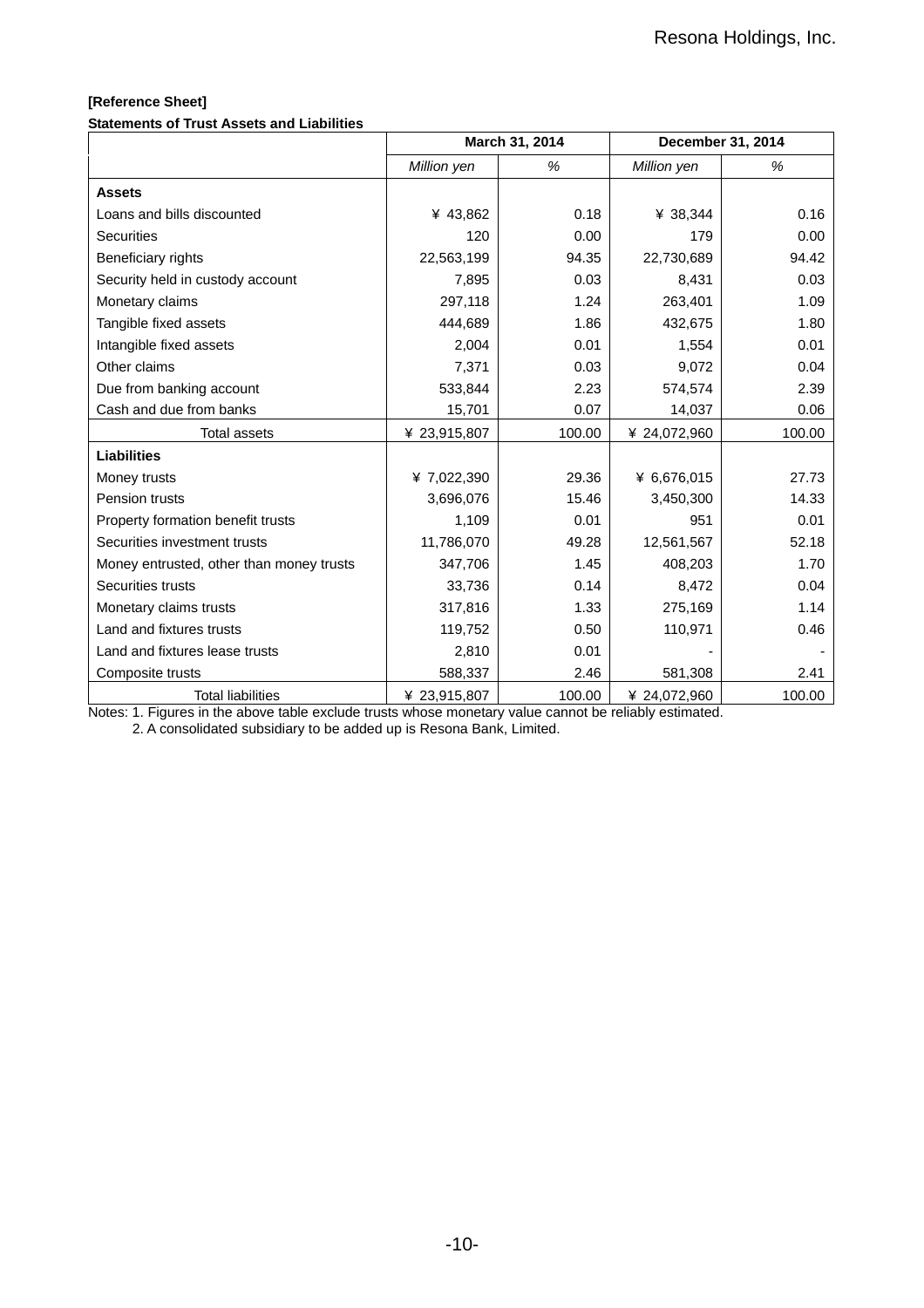**[Reference Sheet]**

**Statements of Trust Assets and Liabilities**

| | March 31, 2014 | | December 31, 2014 | |
|---|---|---|---|---|
| | *Million yen* | *%* | *Million yen* | *%* |
| **Assets** | | | | |
| Loans and bills discounted | ¥ 43,862 | 0.18 | ¥ 38,344 | 0.16 |
| Securities | 120 | 0.00 | 179 | 0.00 |
| Beneficiary rights | 22,563,199 | 94.35 | 22,730,689 | 94.42 |
| Security held in custody account | 7,895 | 0.03 | 8,431 | 0.03 |
| Monetary claims | 297,118 | 1.24 | 263,401 | 1.09 |
| Tangible fixed assets | 444,689 | 1.86 | 432,675 | 1.80 |
| Intangible fixed assets | 2,004 | 0.01 | 1,554 | 0.01 |
| Other claims | 7,371 | 0.03 | 9,072 | 0.04 |
| Due from banking account | 533,844 | 2.23 | 574,574 | 2.39 |
| Cash and due from banks | 15,701 | 0.07 | 14,037 | 0.06 |
| Total assets | ¥ 23,915,807 | 100.00 | ¥ 24,072,960 | 100.00 |
| **Liabilities** | | | | |
| Money trusts | ¥ 7,022,390 | 29.36 | ¥ 6,676,015 | 27.73 |
| Pension trusts | 3,696,076 | 15.46 | 3,450,300 | 14.33 |
| Property formation benefit trusts | 1,109 | 0.01 | 951 | 0.01 |
| Securities investment trusts | 11,786,070 | 49.28 | 12,561,567 | 52.18 |
| Money entrusted, other than money trusts | 347,706 | 1.45 | 408,203 | 1.70 |
| Securities trusts | 33,736 | 0.14 | 8,472 | 0.04 |
| Monetary claims trusts | 317,816 | 1.33 | 275,169 | 1.14 |
| Land and fixtures trusts | 119,752 | 0.50 | 110,971 | 0.46 |
| Land and fixtures lease trusts | 2,810 | 0.01 | - | - |
| Composite trusts | 588,337 | 2.46 | 581,308 | 2.41 |
| Total liabilities | ¥ 23,915,807 | 100.00 | ¥ 24,072,960 | 100.00 |

Notes: 1. Figures in the above table exclude trusts whose monetary value cannot be reliably estimated.

2. A consolidated subsidiary to be added up is Resona Bank, Limited.